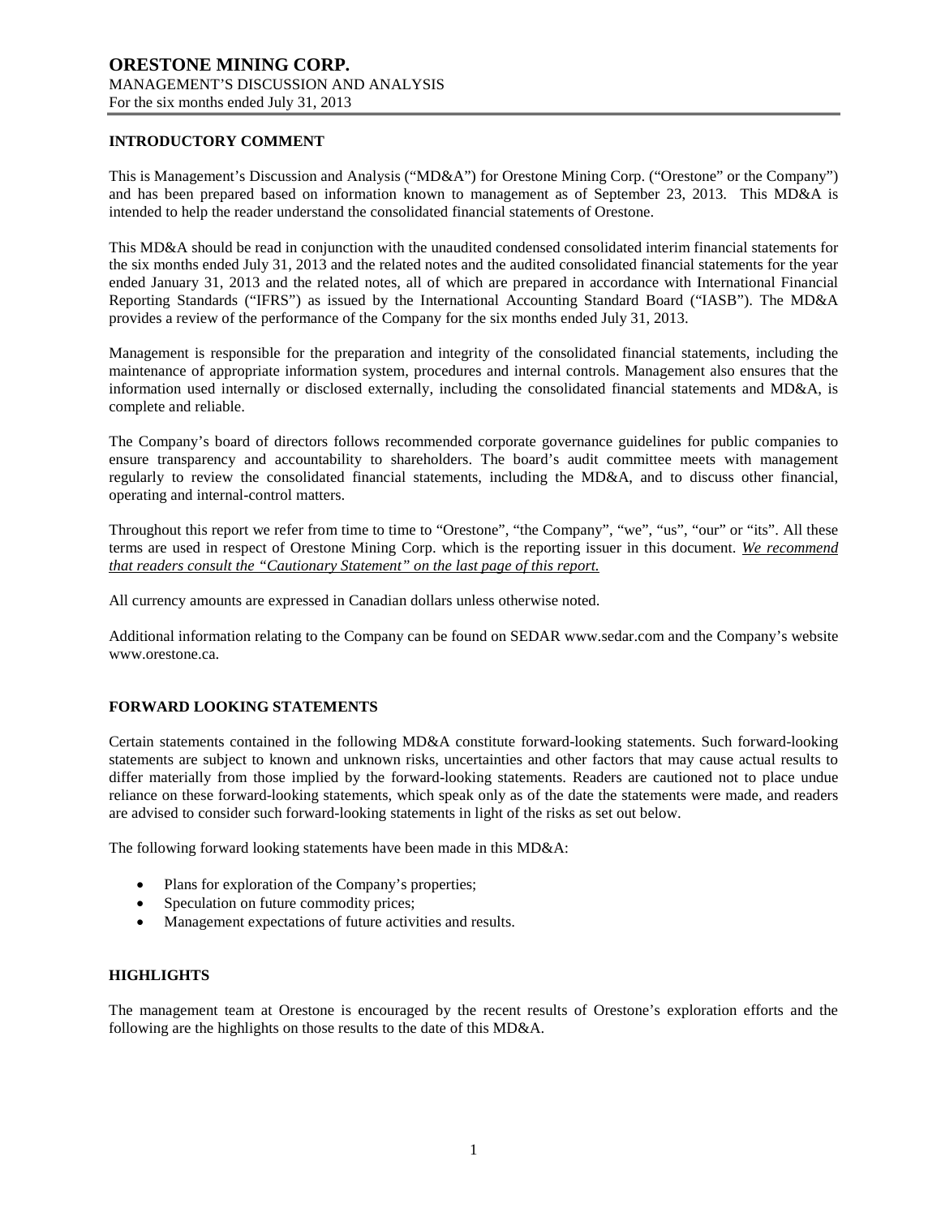# ORESTONE MINING CORP.

MANAGEMENT'S DISCUSSION AND ANALYSIS

For the six months ended July 31, 2013

## INTRODUCTORY COMMENT

This is Management's Discussion and Analysis ("MD&A") for Orestone Mining Corp. ("Orestone" or the Company") and has been prepared based on information known to management as of September 23, 2013. This MD&A is intended to help the reader understand the consolidated financial statements of Orestone.

This MD&A should be read in conjunction with the unaudited condensed consolidated interim financial statements for the six months ended July 31, 2013 and the related notes and the audited consolidated financial statements for the year ended January 31, 2013 and the related notes, all of which are prepared in accordance with International Financial Reporting Standards ("IFRS") as issued by the International Accounting Standard Board ("IASB"). The MD&A provides a review of the performance of the Company for the six months ended July 31, 2013.

Management is responsible for the preparation and integrity of the consolidated financial statements, including the maintenance of appropriate information system, procedures and internal controls. Management also ensures that the information used internally or disclosed externally, including the consolidated financial statements and MD&A, is complete and reliable.

The Company's board of directors follows recommended corporate governance guidelines for public companies to ensure transparency and accountability to shareholders. The board's audit committee meets with management regularly to review the consolidated financial statements, including the MD&A, and to discuss other financial, operating and internal-control matters.

Throughout this report we refer from time to time to "Orestone", "the Company", "we", "us", "our" or "its". All these terms are used in respect of Orestone Mining Corp. which is the reporting issuer in this document. *We recommend that readers consult the "Cautionary Statement" on the last page of this report.*

All currency amounts are expressed in Canadian dollars unless otherwise noted.

Additional information relating to the Company can be found on SEDAR www.sedar.com and the Company's website www.orestone.ca.

## FORWARD LOOKING STATEMENTS

Certain statements contained in the following MD&A constitute forward-looking statements. Such forward-looking statements are subject to known and unknown risks, uncertainties and other factors that may cause actual results to differ materially from those implied by the forward-looking statements. Readers are cautioned not to place undue reliance on these forward-looking statements, which speak only as of the date the statements were made, and readers are advised to consider such forward-looking statements in light of the risks as set out below.

The following forward looking statements have been made in this MD&A:

- Plans for exploration of the Company's properties;
- Speculation on future commodity prices;
- Management expectations of future activities and results.

## HIGHLIGHTS

The management team at Orestone is encouraged by the recent results of Orestone's exploration efforts and the following are the highlights on those results to the date of this MD&A.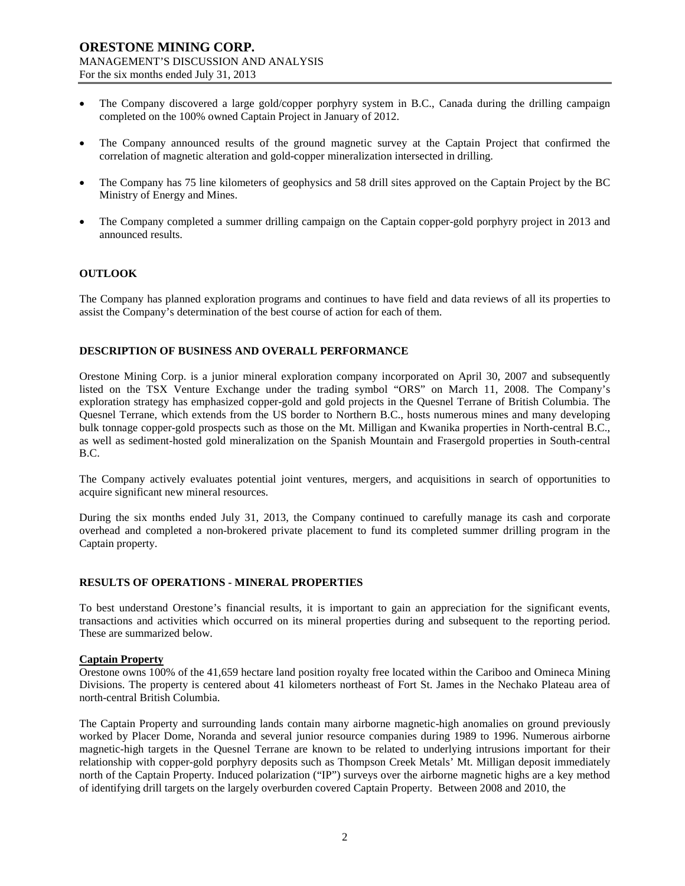- The Company discovered a large gold/copper porphyry system in B.C., Canada during the drilling campaign completed on the 100% owned Captain Project in January of 2012.
- The Company announced results of the ground magnetic survey at the Captain Project that confirmed the correlation of magnetic alteration and gold-copper mineralization intersected in drilling.
- The Company has 75 line kilometers of geophysics and 58 drill sites approved on the Captain Project by the BC Ministry of Energy and Mines.
- The Company completed a summer drilling campaign on the Captain copper-gold porphyry project in 2013 and announced results.

## OUTLOOK

The Company has planned exploration programs and continues to have field and data reviews of all its properties to assist the Company's determination of the best course of action for each of them.

## DESCRIPTION OF BUSINESS AND OVERALL PERFORMANCE

Orestone Mining Corp. is a junior mineral exploration company incorporated on April 30, 2007 and subsequently listed on the TSX Venture Exchange under the trading symbol "ORS" on March 11, 2008. The Company's exploration strategy has emphasized copper-gold and gold projects in the Quesnel Terrane of British Columbia. The Quesnel Terrane, which extends from the US border to Northern B.C., hosts numerous mines and many developing bulk tonnage copper-gold prospects such as those on the Mt. Milligan and Kwanika properties in North-central B.C., as well as sediment-hosted gold mineralization on the Spanish Mountain and Frasergold properties in South-central B.C.

The Company actively evaluates potential joint ventures, mergers, and acquisitions in search of opportunities to acquire significant new mineral resources.

During the six months ended July 31, 2013, the Company continued to carefully manage its cash and corporate overhead and completed a non-brokered private placement to fund its completed summer drilling program in the Captain property.

## RESULTS OF OPERATIONS - MINERAL PROPERTIES

To best understand Orestone's financial results, it is important to gain an appreciation for the significant events, transactions and activities which occurred on its mineral properties during and subsequent to the reporting period. These are summarized below.

### Captain Property

Orestone owns 100% of the 41,659 hectare land position royalty free located within the Cariboo and Omineca Mining Divisions. The property is centered about 41 kilometers northeast of Fort St. James in the Nechako Plateau area of north-central British Columbia.

The Captain Property and surrounding lands contain many airborne magnetic-high anomalies on ground previously worked by Placer Dome, Noranda and several junior resource companies during 1989 to 1996. Numerous airborne magnetic-high targets in the Quesnel Terrane are known to be related to underlying intrusions important for their relationship with copper-gold porphyry deposits such as Thompson Creek Metals' Mt. Milligan deposit immediately north of the Captain Property. Induced polarization ("IP") surveys over the airborne magnetic highs are a key method of identifying drill targets on the largely overburden covered Captain Property. Between 2008 and 2010, the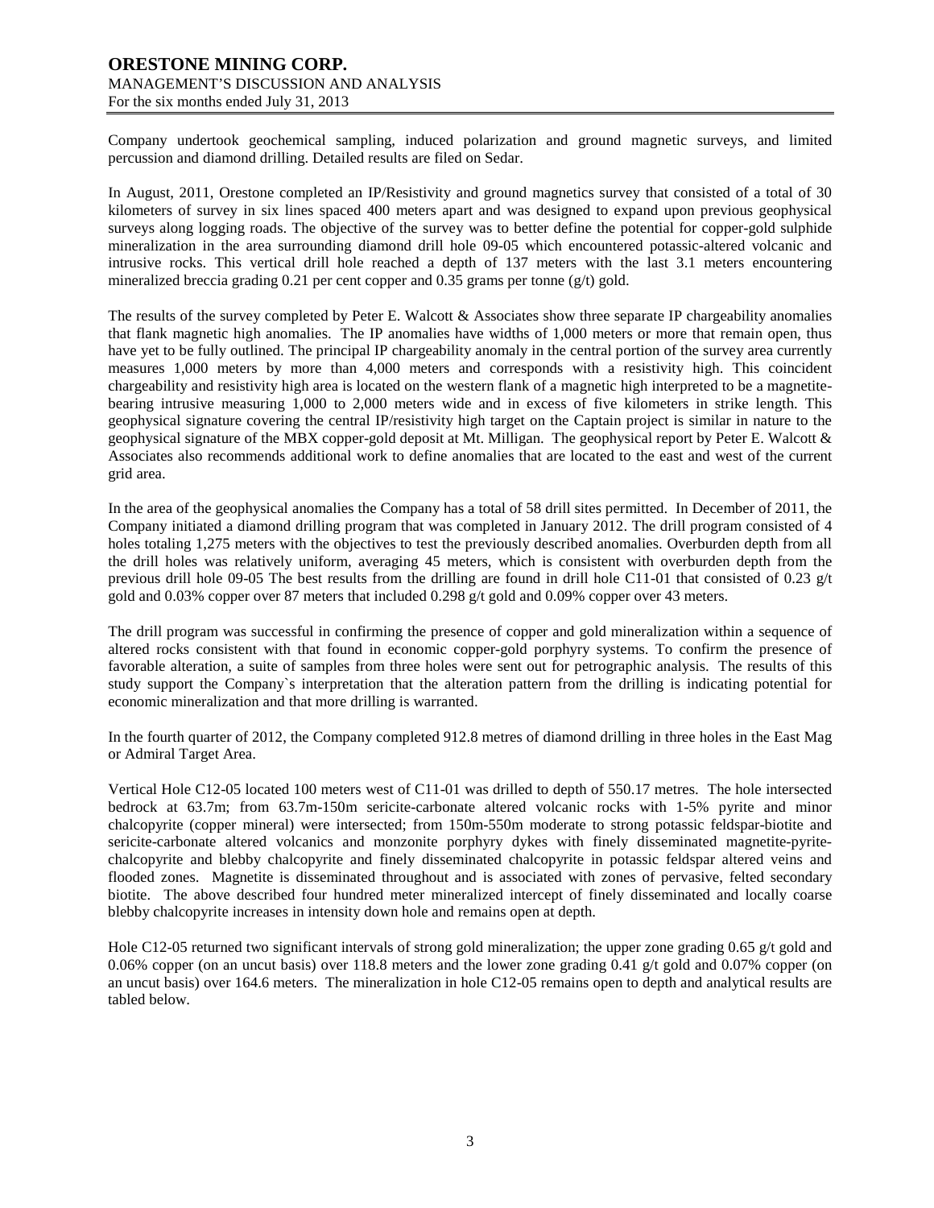Company undertook geochemical sampling, induced polarization and ground magnetic surveys, and limited percussion and diamond drilling. Detailed results are filed on Sedar.

In August, 2011, Orestone completed an IP/Resistivity and ground magnetics survey that consisted of a total of 30 kilometers of survey in six lines spaced 400 meters apart and was designed to expand upon previous geophysical surveys along logging roads. The objective of the survey was to better define the potential for copper-gold sulphide mineralization in the area surrounding diamond drill hole 09-05 which encountered potassic-altered volcanic and intrusive rocks. This vertical drill hole reached a depth of 137 meters with the last 3.1 meters encountering mineralized breccia grading 0.21 per cent copper and 0.35 grams per tonne (g/t) gold.

The results of the survey completed by Peter E. Walcott & Associates show three separate IP chargeability anomalies that flank magnetic high anomalies. The IP anomalies have widths of 1,000 meters or more that remain open, thus have yet to be fully outlined. The principal IP chargeability anomaly in the central portion of the survey area currently measures 1,000 meters by more than 4,000 meters and corresponds with a resistivity high. This coincident chargeability and resistivity high area is located on the western flank of a magnetic high interpreted to be a magnetite-bearing intrusive measuring 1,000 to 2,000 meters wide and in excess of five kilometers in strike length. This geophysical signature covering the central IP/resistivity high target on the Captain project is similar in nature to the geophysical signature of the MBX copper-gold deposit at Mt. Milligan. The geophysical report by Peter E. Walcott & Associates also recommends additional work to define anomalies that are located to the east and west of the current grid area.

In the area of the geophysical anomalies the Company has a total of 58 drill sites permitted. In December of 2011, the Company initiated a diamond drilling program that was completed in January 2012. The drill program consisted of 4 holes totaling 1,275 meters with the objectives to test the previously described anomalies. Overburden depth from all the drill holes was relatively uniform, averaging 45 meters, which is consistent with overburden depth from the previous drill hole 09-05 The best results from the drilling are found in drill hole C11-01 that consisted of 0.23 g/t gold and 0.03% copper over 87 meters that included 0.298 g/t gold and 0.09% copper over 43 meters.

The drill program was successful in confirming the presence of copper and gold mineralization within a sequence of altered rocks consistent with that found in economic copper-gold porphyry systems. To confirm the presence of favorable alteration, a suite of samples from three holes were sent out for petrographic analysis. The results of this study support the Company`s interpretation that the alteration pattern from the drilling is indicating potential for economic mineralization and that more drilling is warranted.

In the fourth quarter of 2012, the Company completed 912.8 metres of diamond drilling in three holes in the East Mag or Admiral Target Area.

Vertical Hole C12-05 located 100 meters west of C11-01 was drilled to depth of 550.17 metres. The hole intersected bedrock at 63.7m; from 63.7m-150m sericite-carbonate altered volcanic rocks with 1-5% pyrite and minor chalcopyrite (copper mineral) were intersected; from 150m-550m moderate to strong potassic feldspar-biotite and sericite-carbonate altered volcanics and monzonite porphyry dykes with finely disseminated magnetite-pyrite-chalcopyrite and blebby chalcopyrite and finely disseminated chalcopyrite in potassic feldspar altered veins and flooded zones. Magnetite is disseminated throughout and is associated with zones of pervasive, felted secondary biotite. The above described four hundred meter mineralized intercept of finely disseminated and locally coarse blebby chalcopyrite increases in intensity down hole and remains open at depth.

Hole C12-05 returned two significant intervals of strong gold mineralization; the upper zone grading 0.65 g/t gold and 0.06% copper (on an uncut basis) over 118.8 meters and the lower zone grading 0.41 g/t gold and 0.07% copper (on an uncut basis) over 164.6 meters. The mineralization in hole C12-05 remains open to depth and analytical results are tabled below.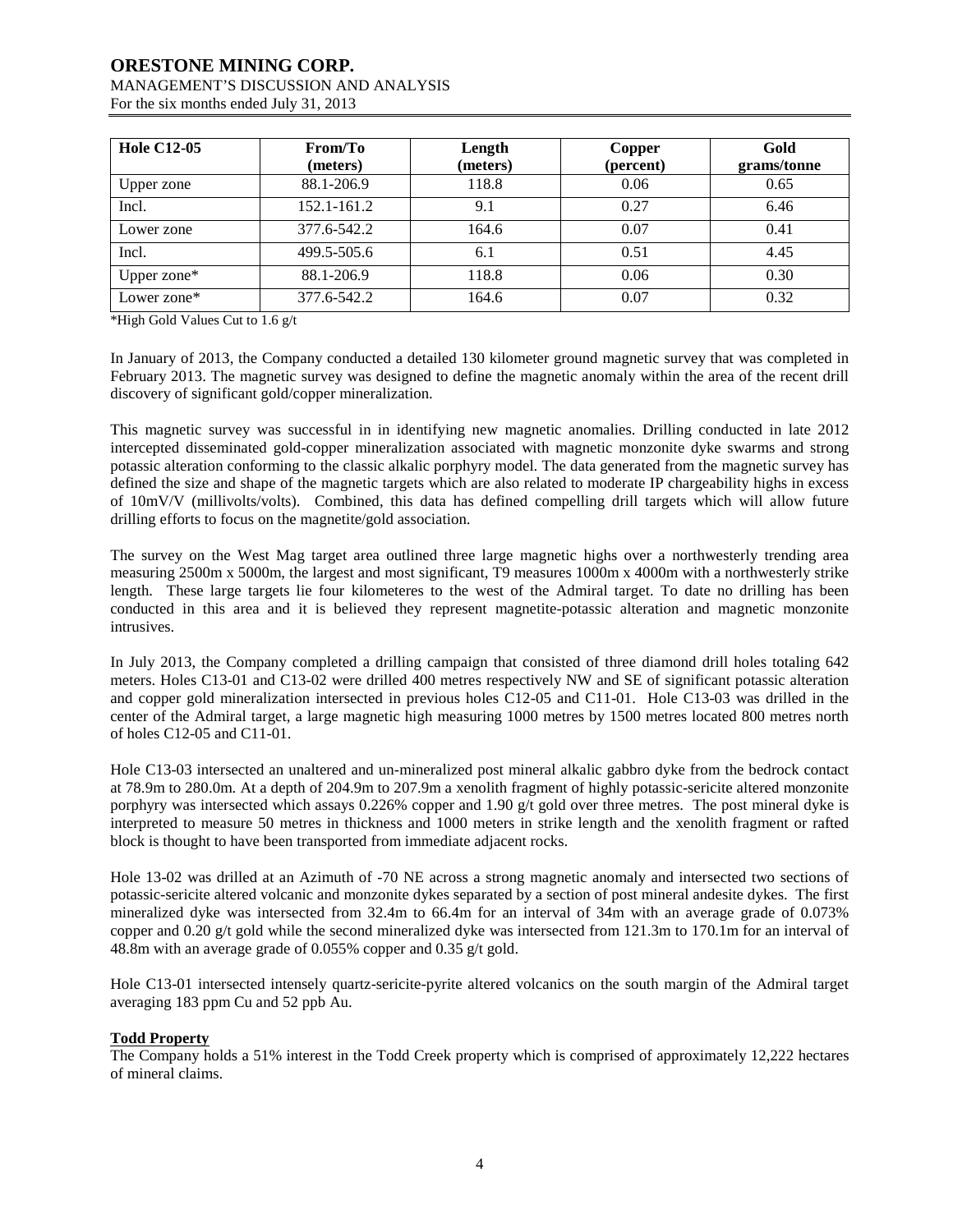| Hole C12-05 | From/To (meters) | Length (meters) | Copper (percent) | Gold grams/tonne |
|---|---|---|---|---|
| Upper zone | 88.1-206.9 | 118.8 | 0.06 | 0.65 |
| Incl. | 152.1-161.2 | 9.1 | 0.27 | 6.46 |
| Lower zone | 377.6-542.2 | 164.6 | 0.07 | 0.41 |
| Incl. | 499.5-505.6 | 6.1 | 0.51 | 4.45 |
| Upper zone* | 88.1-206.9 | 118.8 | 0.06 | 0.30 |
| Lower zone* | 377.6-542.2 | 164.6 | 0.07 | 0.32 |

*High Gold Values Cut to 1.6 g/t

In January of 2013, the Company conducted a detailed 130 kilometer ground magnetic survey that was completed in February 2013. The magnetic survey was designed to define the magnetic anomaly within the area of the recent drill discovery of significant gold/copper mineralization.

This magnetic survey was successful in in identifying new magnetic anomalies. Drilling conducted in late 2012 intercepted disseminated gold-copper mineralization associated with magnetic monzonite dyke swarms and strong potassic alteration conforming to the classic alkalic porphyry model. The data generated from the magnetic survey has defined the size and shape of the magnetic targets which are also related to moderate IP chargeability highs in excess of 10mV/V (millivolts/volts). Combined, this data has defined compelling drill targets which will allow future drilling efforts to focus on the magnetite/gold association.

The survey on the West Mag target area outlined three large magnetic highs over a northwesterly trending area measuring 2500m x 5000m, the largest and most significant, T9 measures 1000m x 4000m with a northwesterly strike length. These large targets lie four kilometeres to the west of the Admiral target. To date no drilling has been conducted in this area and it is believed they represent magnetite-potassic alteration and magnetic monzonite intrusives.

In July 2013, the Company completed a drilling campaign that consisted of three diamond drill holes totaling 642 meters. Holes C13-01 and C13-02 were drilled 400 metres respectively NW and SE of significant potassic alteration and copper gold mineralization intersected in previous holes C12-05 and C11-01. Hole C13-03 was drilled in the center of the Admiral target, a large magnetic high measuring 1000 metres by 1500 metres located 800 metres north of holes C12-05 and C11-01.

Hole C13-03 intersected an unaltered and un-mineralized post mineral alkalic gabbro dyke from the bedrock contact at 78.9m to 280.0m. At a depth of 204.9m to 207.9m a xenolith fragment of highly potassic-sericite altered monzonite porphyry was intersected which assays 0.226% copper and 1.90 g/t gold over three metres. The post mineral dyke is interpreted to measure 50 metres in thickness and 1000 meters in strike length and the xenolith fragment or rafted block is thought to have been transported from immediate adjacent rocks.

Hole 13-02 was drilled at an Azimuth of -70 NE across a strong magnetic anomaly and intersected two sections of potassic-sericite altered volcanic and monzonite dykes separated by a section of post mineral andesite dykes. The first mineralized dyke was intersected from 32.4m to 66.4m for an interval of 34m with an average grade of 0.073% copper and 0.20 g/t gold while the second mineralized dyke was intersected from 121.3m to 170.1m for an interval of 48.8m with an average grade of 0.055% copper and 0.35 g/t gold.

Hole C13-01 intersected intensely quartz-sericite-pyrite altered volcanics on the south margin of the Admiral target averaging 183 ppm Cu and 52 ppb Au.

**Todd Property**

The Company holds a 51% interest in the Todd Creek property which is comprised of approximately 12,222 hectares of mineral claims.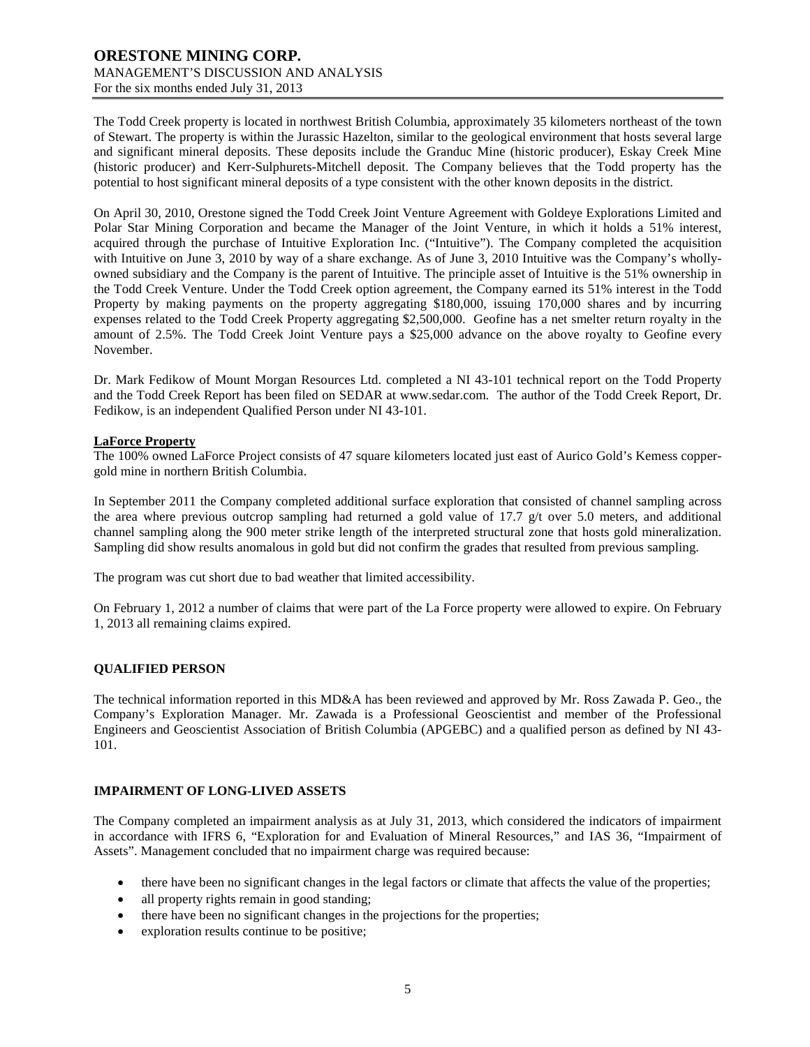The Todd Creek property is located in northwest British Columbia, approximately 35 kilometers northeast of the town of Stewart. The property is within the Jurassic Hazelton, similar to the geological environment that hosts several large and significant mineral deposits. These deposits include the Granduc Mine (historic producer), Eskay Creek Mine (historic producer) and Kerr-Sulphurets-Mitchell deposit. The Company believes that the Todd property has the potential to host significant mineral deposits of a type consistent with the other known deposits in the district.

On April 30, 2010, Orestone signed the Todd Creek Joint Venture Agreement with Goldeye Explorations Limited and Polar Star Mining Corporation and became the Manager of the Joint Venture, in which it holds a 51% interest, acquired through the purchase of Intuitive Exploration Inc. ("Intuitive"). The Company completed the acquisition with Intuitive on June 3, 2010 by way of a share exchange. As of June 3, 2010 Intuitive was the Company's wholly-owned subsidiary and the Company is the parent of Intuitive. The principle asset of Intuitive is the 51% ownership in the Todd Creek Venture. Under the Todd Creek option agreement, the Company earned its 51% interest in the Todd Property by making payments on the property aggregating $180,000, issuing 170,000 shares and by incurring expenses related to the Todd Creek Property aggregating $2,500,000. Geofine has a net smelter return royalty in the amount of 2.5%. The Todd Creek Joint Venture pays a $25,000 advance on the above royalty to Geofine every November.

Dr. Mark Fedikow of Mount Morgan Resources Ltd. completed a NI 43-101 technical report on the Todd Property and the Todd Creek Report has been filed on SEDAR at www.sedar.com. The author of the Todd Creek Report, Dr. Fedikow, is an independent Qualified Person under NI 43-101.

**LaForce Property**

The 100% owned LaForce Project consists of 47 square kilometers located just east of Aurico Gold's Kemess copper-gold mine in northern British Columbia.

In September 2011 the Company completed additional surface exploration that consisted of channel sampling across the area where previous outcrop sampling had returned a gold value of 17.7 g/t over 5.0 meters, and additional channel sampling along the 900 meter strike length of the interpreted structural zone that hosts gold mineralization. Sampling did show results anomalous in gold but did not confirm the grades that resulted from previous sampling.

The program was cut short due to bad weather that limited accessibility.

On February 1, 2012 a number of claims that were part of the La Force property were allowed to expire. On February 1, 2013 all remaining claims expired.

## QUALIFIED PERSON

The technical information reported in this MD&A has been reviewed and approved by Mr. Ross Zawada P. Geo., the Company's Exploration Manager. Mr. Zawada is a Professional Geoscientist and member of the Professional Engineers and Geoscientist Association of British Columbia (APGEBC) and a qualified person as defined by NI 43-101.

## IMPAIRMENT OF LONG-LIVED ASSETS

The Company completed an impairment analysis as at July 31, 2013, which considered the indicators of impairment in accordance with IFRS 6, "Exploration for and Evaluation of Mineral Resources," and IAS 36, "Impairment of Assets". Management concluded that no impairment charge was required because:

- there have been no significant changes in the legal factors or climate that affects the value of the properties;
- all property rights remain in good standing;
- there have been no significant changes in the projections for the properties;
- exploration results continue to be positive;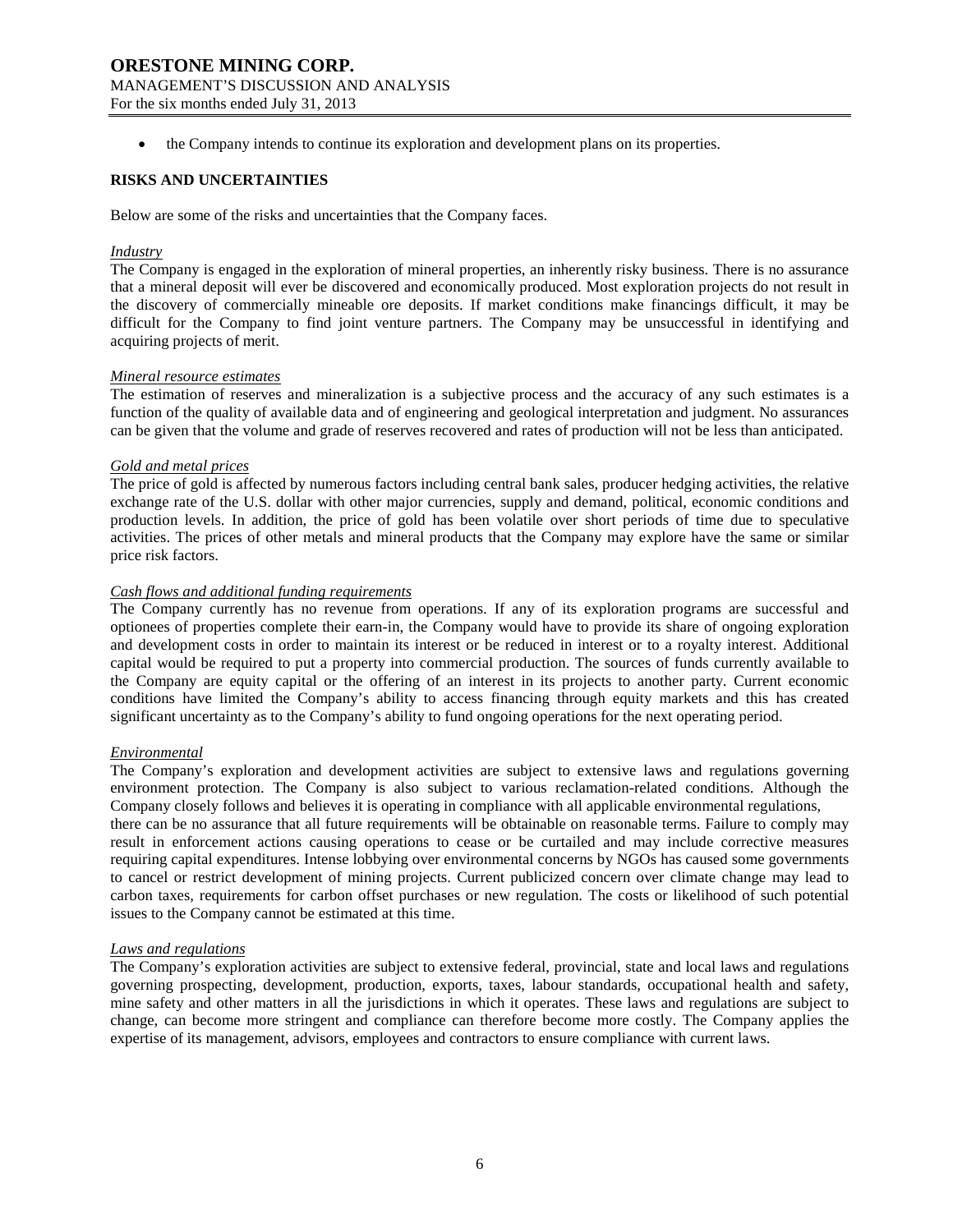- the Company intends to continue its exploration and development plans on its properties.

**RISKS AND UNCERTAINTIES**

Below are some of the risks and uncertainties that the Company faces.

*Industry*

The Company is engaged in the exploration of mineral properties, an inherently risky business. There is no assurance that a mineral deposit will ever be discovered and economically produced. Most exploration projects do not result in the discovery of commercially mineable ore deposits. If market conditions make financings difficult, it may be difficult for the Company to find joint venture partners. The Company may be unsuccessful in identifying and acquiring projects of merit.

*Mineral resource estimates*

The estimation of reserves and mineralization is a subjective process and the accuracy of any such estimates is a function of the quality of available data and of engineering and geological interpretation and judgment. No assurances can be given that the volume and grade of reserves recovered and rates of production will not be less than anticipated.

*Gold and metal prices*

The price of gold is affected by numerous factors including central bank sales, producer hedging activities, the relative exchange rate of the U.S. dollar with other major currencies, supply and demand, political, economic conditions and production levels. In addition, the price of gold has been volatile over short periods of time due to speculative activities. The prices of other metals and mineral products that the Company may explore have the same or similar price risk factors.

*Cash flows and additional funding requirements*

The Company currently has no revenue from operations. If any of its exploration programs are successful and optionees of properties complete their earn-in, the Company would have to provide its share of ongoing exploration and development costs in order to maintain its interest or be reduced in interest or to a royalty interest. Additional capital would be required to put a property into commercial production. The sources of funds currently available to the Company are equity capital or the offering of an interest in its projects to another party. Current economic conditions have limited the Company's ability to access financing through equity markets and this has created significant uncertainty as to the Company's ability to fund ongoing operations for the next operating period.

*Environmental*

The Company's exploration and development activities are subject to extensive laws and regulations governing environment protection. The Company is also subject to various reclamation-related conditions. Although the Company closely follows and believes it is operating in compliance with all applicable environmental regulations, there can be no assurance that all future requirements will be obtainable on reasonable terms. Failure to comply may result in enforcement actions causing operations to cease or be curtailed and may include corrective measures requiring capital expenditures. Intense lobbying over environmental concerns by NGOs has caused some governments to cancel or restrict development of mining projects. Current publicized concern over climate change may lead to carbon taxes, requirements for carbon offset purchases or new regulation. The costs or likelihood of such potential issues to the Company cannot be estimated at this time.

*Laws and regulations*

The Company's exploration activities are subject to extensive federal, provincial, state and local laws and regulations governing prospecting, development, production, exports, taxes, labour standards, occupational health and safety, mine safety and other matters in all the jurisdictions in which it operates. These laws and regulations are subject to change, can become more stringent and compliance can therefore become more costly. The Company applies the expertise of its management, advisors, employees and contractors to ensure compliance with current laws.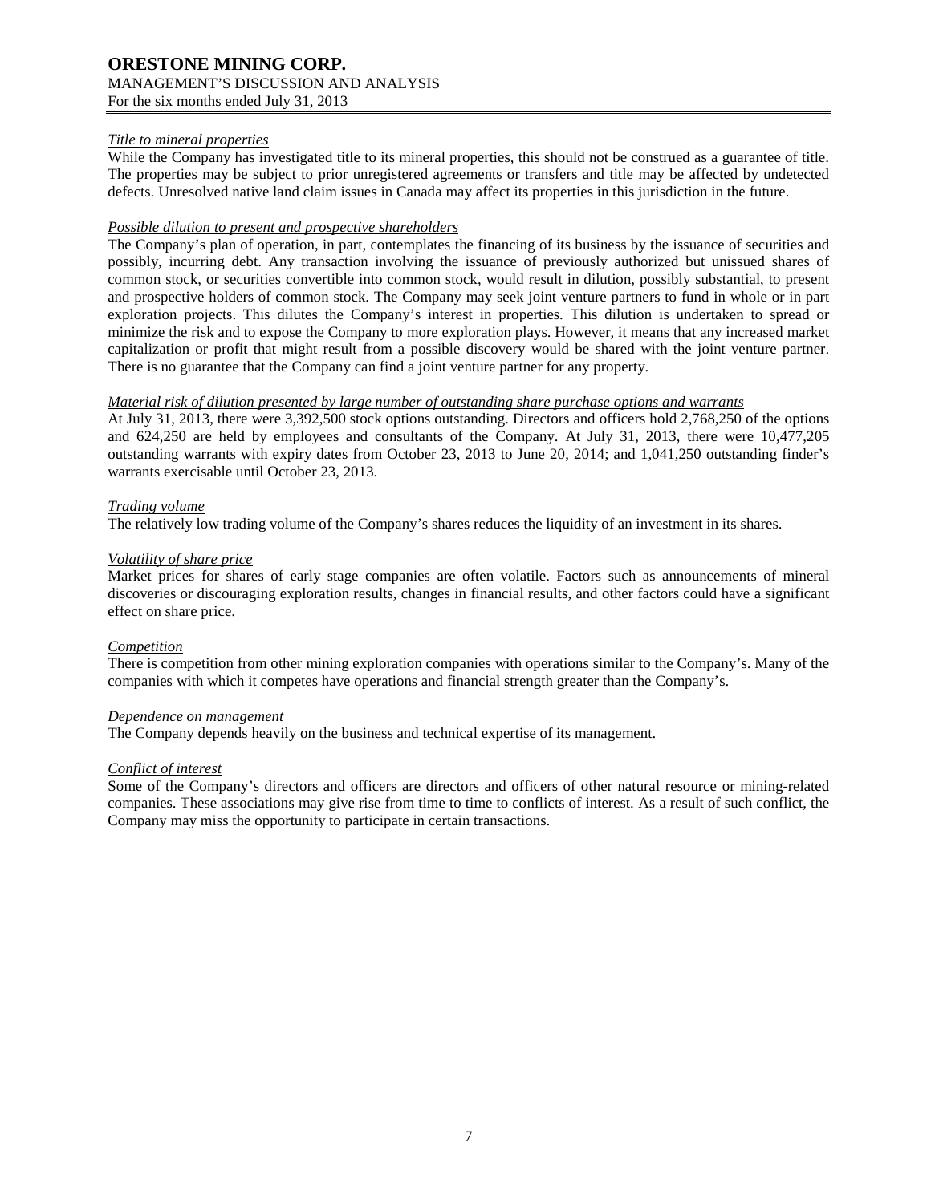*Title to mineral properties*

While the Company has investigated title to its mineral properties, this should not be construed as a guarantee of title. The properties may be subject to prior unregistered agreements or transfers and title may be affected by undetected defects. Unresolved native land claim issues in Canada may affect its properties in this jurisdiction in the future.

*Possible dilution to present and prospective shareholders*

The Company's plan of operation, in part, contemplates the financing of its business by the issuance of securities and possibly, incurring debt. Any transaction involving the issuance of previously authorized but unissued shares of common stock, or securities convertible into common stock, would result in dilution, possibly substantial, to present and prospective holders of common stock. The Company may seek joint venture partners to fund in whole or in part exploration projects. This dilutes the Company's interest in properties. This dilution is undertaken to spread or minimize the risk and to expose the Company to more exploration plays. However, it means that any increased market capitalization or profit that might result from a possible discovery would be shared with the joint venture partner. There is no guarantee that the Company can find a joint venture partner for any property.

*Material risk of dilution presented by large number of outstanding share purchase options and warrants*

At July 31, 2013, there were 3,392,500 stock options outstanding. Directors and officers hold 2,768,250 of the options and 624,250 are held by employees and consultants of the Company. At July 31, 2013, there were 10,477,205 outstanding warrants with expiry dates from October 23, 2013 to June 20, 2014; and 1,041,250 outstanding finder's warrants exercisable until October 23, 2013.

*Trading volume*

The relatively low trading volume of the Company's shares reduces the liquidity of an investment in its shares.

*Volatility of share price*

Market prices for shares of early stage companies are often volatile. Factors such as announcements of mineral discoveries or discouraging exploration results, changes in financial results, and other factors could have a significant effect on share price.

*Competition*

There is competition from other mining exploration companies with operations similar to the Company's. Many of the companies with which it competes have operations and financial strength greater than the Company's.

*Dependence on management*

The Company depends heavily on the business and technical expertise of its management.

*Conflict of interest*

Some of the Company's directors and officers are directors and officers of other natural resource or mining-related companies. These associations may give rise from time to time to conflicts of interest. As a result of such conflict, the Company may miss the opportunity to participate in certain transactions.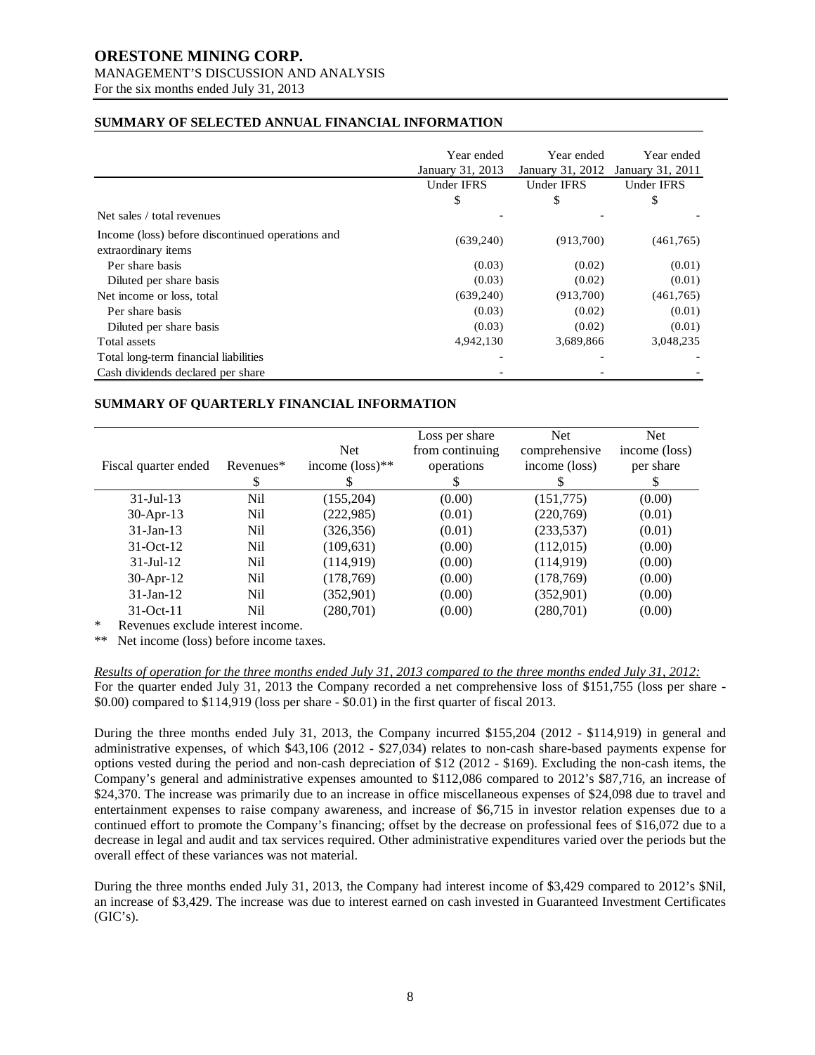## SUMMARY OF SELECTED ANNUAL FINANCIAL INFORMATION

| | Year ended January 31, 2013 | Year ended January 31, 2012 | Year ended January 31, 2011 |
|---|---|---|---|
| | Under IFRS | Under IFRS | Under IFRS |
| | $ | $ | $ |
| Net sales / total revenues | - | - | - |
| Income (loss) before discontinued operations and extraordinary items | (639,240) | (913,700) | (461,765) |
| Per share basis | (0.03) | (0.02) | (0.01) |
| Diluted per share basis | (0.03) | (0.02) | (0.01) |
| Net income or loss, total | (639,240) | (913,700) | (461,765) |
| Per share basis | (0.03) | (0.02) | (0.01) |
| Diluted per share basis | (0.03) | (0.02) | (0.01) |
| Total assets | 4,942,130 | 3,689,866 | 3,048,235 |
| Total long-term financial liabilities | - | - | - |
| Cash dividends declared per share | - | - | - |

## SUMMARY OF QUARTERLY FINANCIAL INFORMATION

| Fiscal quarter ended | Revenues* | Net income (loss)** | Loss per share from continuing operations | Net comprehensive income (loss) | Net income (loss) per share |
|---|---|---|---|---|---|
| | $ | $ | $ | $ | $ |
| 31-Jul-13 | Nil | (155,204) | (0.00) | (151,775) | (0.00) |
| 30-Apr-13 | Nil | (222,985) | (0.01) | (220,769) | (0.01) |
| 31-Jan-13 | Nil | (326,356) | (0.01) | (233,537) | (0.01) |
| 31-Oct-12 | Nil | (109,631) | (0.00) | (112,015) | (0.00) |
| 31-Jul-12 | Nil | (114,919) | (0.00) | (114,919) | (0.00) |
| 30-Apr-12 | Nil | (178,769) | (0.00) | (178,769) | (0.00) |
| 31-Jan-12 | Nil | (352,901) | (0.00) | (352,901) | (0.00) |
| 31-Oct-11 | Nil | (280,701) | (0.00) | (280,701) | (0.00) |

\* Revenues exclude interest income.

\*\* Net income (loss) before income taxes.

*Results of operation for the three months ended July 31, 2013 compared to the three months ended July 31, 2012:*
For the quarter ended July 31, 2013 the Company recorded a net comprehensive loss of $151,755 (loss per share - $0.00) compared to $114,919 (loss per share - $0.01) in the first quarter of fiscal 2013.

During the three months ended July 31, 2013, the Company incurred $155,204 (2012 - $114,919) in general and administrative expenses, of which $43,106 (2012 - $27,034) relates to non-cash share-based payments expense for options vested during the period and non-cash depreciation of $12 (2012 - $169). Excluding the non-cash items, the Company's general and administrative expenses amounted to $112,086 compared to 2012's $87,716, an increase of $24,370. The increase was primarily due to an increase in office miscellaneous expenses of $24,098 due to travel and entertainment expenses to raise company awareness, and increase of $6,715 in investor relation expenses due to a continued effort to promote the Company's financing; offset by the decrease on professional fees of $16,072 due to a decrease in legal and audit and tax services required. Other administrative expenditures varied over the periods but the overall effect of these variances was not material.

During the three months ended July 31, 2013, the Company had interest income of $3,429 compared to 2012's $Nil, an increase of $3,429. The increase was due to interest earned on cash invested in Guaranteed Investment Certificates (GIC's).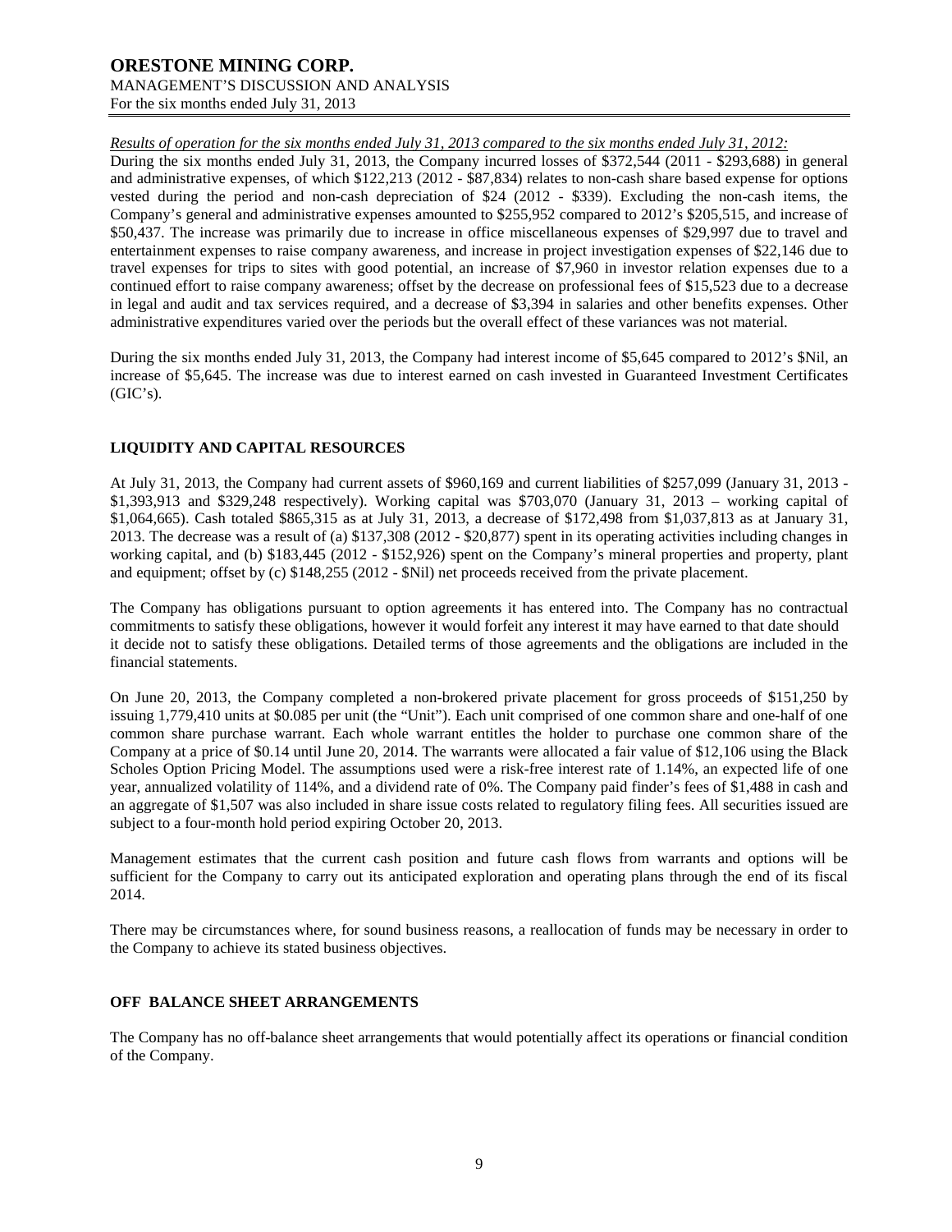*Results of operation for the six months ended July 31, 2013 compared to the six months ended July 31, 2012:*

During the six months ended July 31, 2013, the Company incurred losses of $372,544 (2011 - $293,688) in general and administrative expenses, of which $122,213 (2012 - $87,834) relates to non-cash share based expense for options vested during the period and non-cash depreciation of $24 (2012 - $339). Excluding the non-cash items, the Company's general and administrative expenses amounted to $255,952 compared to 2012's $205,515, and increase of $50,437. The increase was primarily due to increase in office miscellaneous expenses of $29,997 due to travel and entertainment expenses to raise company awareness, and increase in project investigation expenses of $22,146 due to travel expenses for trips to sites with good potential, an increase of $7,960 in investor relation expenses due to a continued effort to raise company awareness; offset by the decrease on professional fees of $15,523 due to a decrease in legal and audit and tax services required, and a decrease of $3,394 in salaries and other benefits expenses. Other administrative expenditures varied over the periods but the overall effect of these variances was not material.

During the six months ended July 31, 2013, the Company had interest income of $5,645 compared to 2012's $Nil, an increase of $5,645. The increase was due to interest earned on cash invested in Guaranteed Investment Certificates (GIC's).

## LIQUIDITY AND CAPITAL RESOURCES

At July 31, 2013, the Company had current assets of $960,169 and current liabilities of $257,099 (January 31, 2013 - $1,393,913 and $329,248 respectively). Working capital was $703,070 (January 31, 2013 – working capital of $1,064,665). Cash totaled $865,315 as at July 31, 2013, a decrease of $172,498 from $1,037,813 as at January 31, 2013. The decrease was a result of (a) $137,308 (2012 - $20,877) spent in its operating activities including changes in working capital, and (b) $183,445 (2012 - $152,926) spent on the Company's mineral properties and property, plant and equipment; offset by (c) $148,255 (2012 - $Nil) net proceeds received from the private placement.

The Company has obligations pursuant to option agreements it has entered into. The Company has no contractual commitments to satisfy these obligations, however it would forfeit any interest it may have earned to that date should it decide not to satisfy these obligations. Detailed terms of those agreements and the obligations are included in the financial statements.

On June 20, 2013, the Company completed a non-brokered private placement for gross proceeds of $151,250 by issuing 1,779,410 units at $0.085 per unit (the "Unit"). Each unit comprised of one common share and one-half of one common share purchase warrant. Each whole warrant entitles the holder to purchase one common share of the Company at a price of $0.14 until June 20, 2014. The warrants were allocated a fair value of $12,106 using the Black Scholes Option Pricing Model. The assumptions used were a risk-free interest rate of 1.14%, an expected life of one year, annualized volatility of 114%, and a dividend rate of 0%. The Company paid finder's fees of $1,488 in cash and an aggregate of $1,507 was also included in share issue costs related to regulatory filing fees. All securities issued are subject to a four-month hold period expiring October 20, 2013.

Management estimates that the current cash position and future cash flows from warrants and options will be sufficient for the Company to carry out its anticipated exploration and operating plans through the end of its fiscal 2014.

There may be circumstances where, for sound business reasons, a reallocation of funds may be necessary in order to the Company to achieve its stated business objectives.

## OFF BALANCE SHEET ARRANGEMENTS

The Company has no off-balance sheet arrangements that would potentially affect its operations or financial condition of the Company.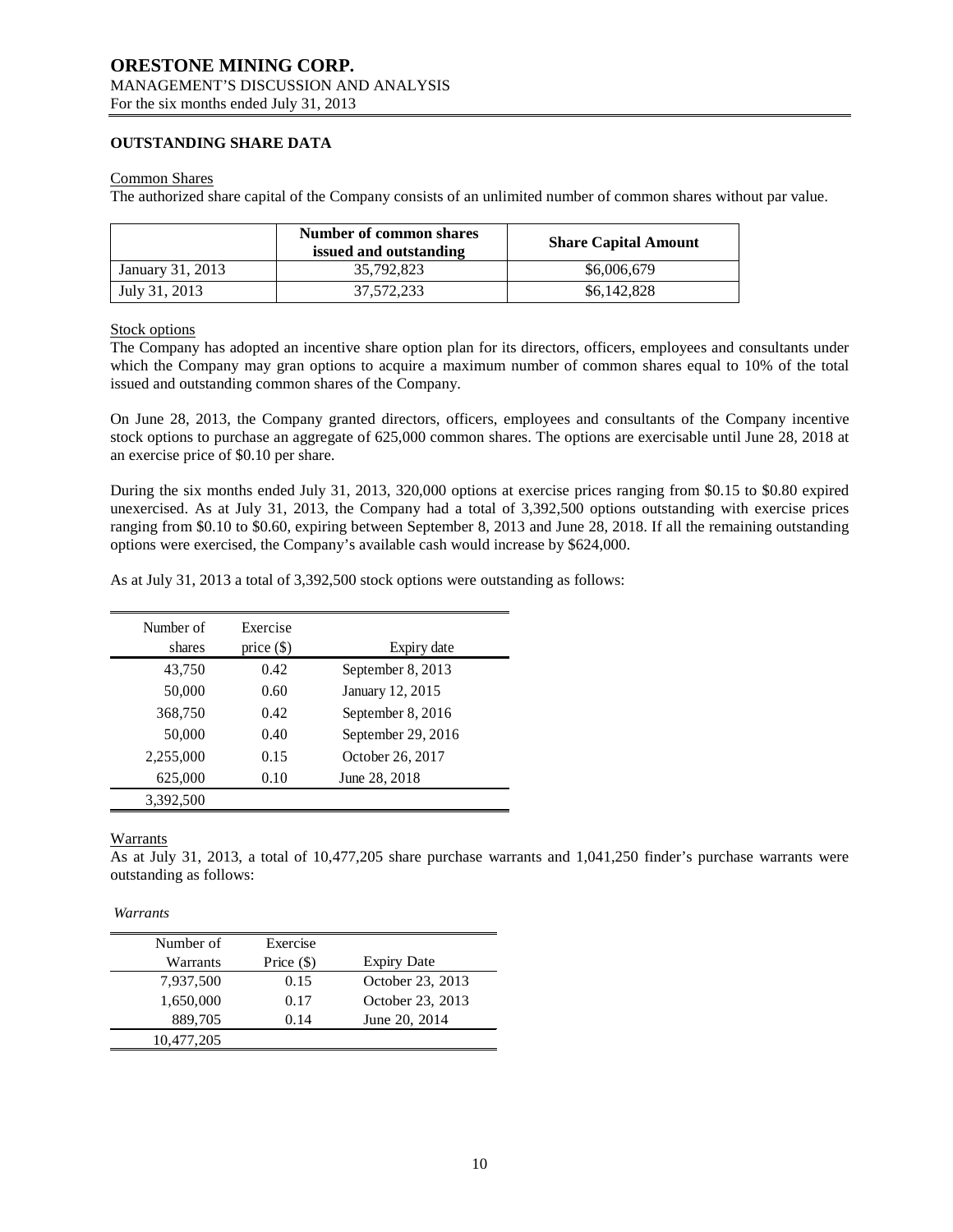## OUTSTANDING SHARE DATA

Common Shares

The authorized share capital of the Company consists of an unlimited number of common shares without par value.

| | Number of common shares issued and outstanding | Share Capital Amount |
|---|---|---|
| January 31, 2013 | 35,792,823 | $6,006,679 |
| July 31, 2013 | 37,572,233 | $6,142,828 |

Stock options

The Company has adopted an incentive share option plan for its directors, officers, employees and consultants under which the Company may gran options to acquire a maximum number of common shares equal to 10% of the total issued and outstanding common shares of the Company.

On June 28, 2013, the Company granted directors, officers, employees and consultants of the Company incentive stock options to purchase an aggregate of 625,000 common shares. The options are exercisable until June 28, 2018 at an exercise price of $0.10 per share.

During the six months ended July 31, 2013, 320,000 options at exercise prices ranging from $0.15 to $0.80 expired unexercised. As at July 31, 2013, the Company had a total of 3,392,500 options outstanding with exercise prices ranging from $0.10 to $0.60, expiring between September 8, 2013 and June 28, 2018. If all the remaining outstanding options were exercised, the Company's available cash would increase by $624,000.

As at July 31, 2013 a total of 3,392,500 stock options were outstanding as follows:

| Number of shares | Exercise price ($) | Expiry date |
|---|---|---|
| 43,750 | 0.42 | September 8, 2013 |
| 50,000 | 0.60 | January 12, 2015 |
| 368,750 | 0.42 | September 8, 2016 |
| 50,000 | 0.40 | September 29, 2016 |
| 2,255,000 | 0.15 | October 26, 2017 |
| 625,000 | 0.10 | June 28, 2018 |
| 3,392,500 | | |

Warrants

As at July 31, 2013, a total of 10,477,205 share purchase warrants and 1,041,250 finder's purchase warrants were outstanding as follows:

*Warrants*

| Number of Warrants | Exercise Price ($) | Expiry Date |
|---|---|---|
| 7,937,500 | 0.15 | October 23, 2013 |
| 1,650,000 | 0.17 | October 23, 2013 |
| 889,705 | 0.14 | June 20, 2014 |
| 10,477,205 | | |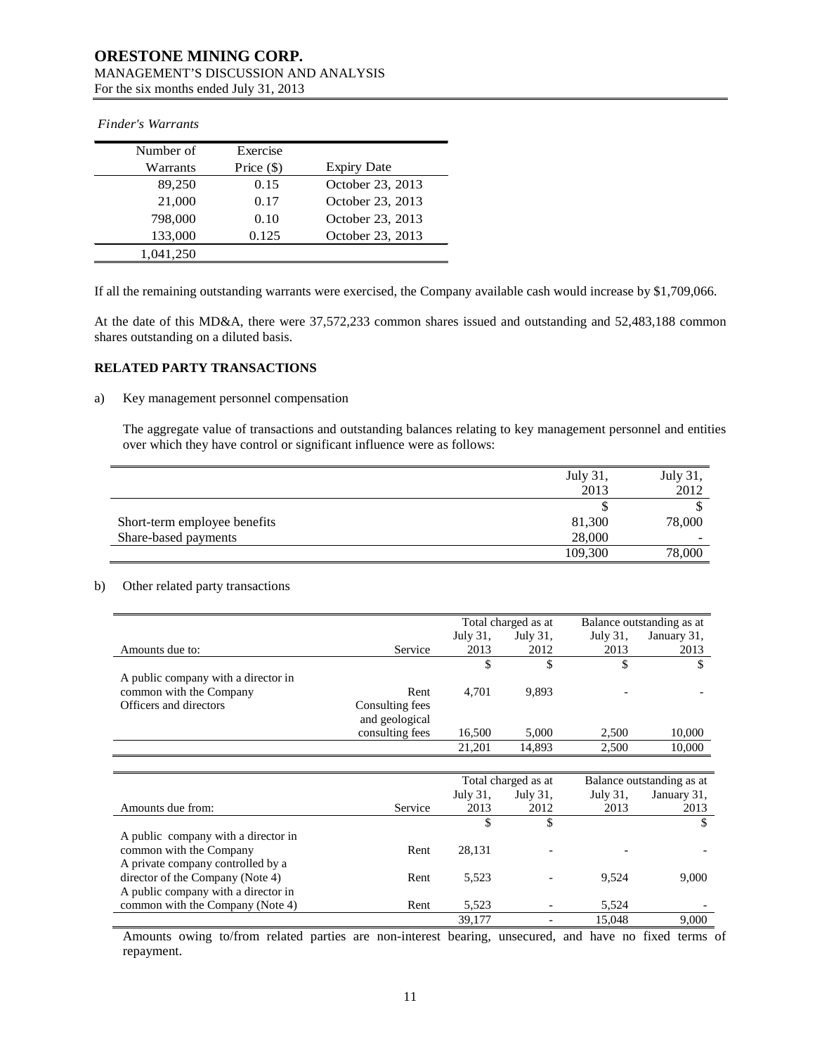*Finder's Warrants*

| Number of Warrants | Exercise Price ($) | Expiry Date |
|---:|---:|---|
| 89,250 | 0.15 | October 23, 2013 |
| 21,000 | 0.17 | October 23, 2013 |
| 798,000 | 0.10 | October 23, 2013 |
| 133,000 | 0.125 | October 23, 2013 |
| 1,041,250 | | |

If all the remaining outstanding warrants were exercised, the Company available cash would increase by $1,709,066.

At the date of this MD&A, there were 37,572,233 common shares issued and outstanding and 52,483,188 common shares outstanding on a diluted basis.

## RELATED PARTY TRANSACTIONS

a) Key management personnel compensation

The aggregate value of transactions and outstanding balances relating to key management personnel and entities over which they have control or significant influence were as follows:

| | July 31, 2013 | July 31, 2012 |
|---|---:|---:|
| | $ | $ |
| Short-term employee benefits | 81,300 | 78,000 |
| Share-based payments | 28,000 | - |
| | 109,300 | 78,000 |

b) Other related party transactions

| Amounts due to: | Service | Total charged as at July 31, 2013 | Total charged as at July 31, 2012 | Balance outstanding as at July 31, 2013 | Balance outstanding as at January 31, 2013 |
|---|---:|---:|---:|---:|---:|
| | | $ | $ | $ | $ |
| A public company with a director in common with the Company | Rent | 4,701 | 9,893 | - | - |
| Officers and directors | Consulting fees and geological consulting fees | 16,500 | 5,000 | 2,500 | 10,000 |
| | | 21,201 | 14,893 | 2,500 | 10,000 |

| Amounts due from: | Service | Total charged as at July 31, 2013 | Total charged as at July 31, 2012 | Balance outstanding as at July 31, 2013 | Balance outstanding as at January 31, 2013 |
|---|---:|---:|---:|---:|---:|
| | | $ | $ | | $ |
| A public company with a director in common with the Company | Rent | 28,131 | - | - | - |
| A private company controlled by a director of the Company (Note 4) | Rent | 5,523 | - | 9,524 | 9,000 |
| A public company with a director in common with the Company (Note 4) | Rent | 5,523 | - | 5,524 | - |
| | | 39,177 | - | 15,048 | 9,000 |

Amounts owing to/from related parties are non-interest bearing, unsecured, and have no fixed terms of repayment.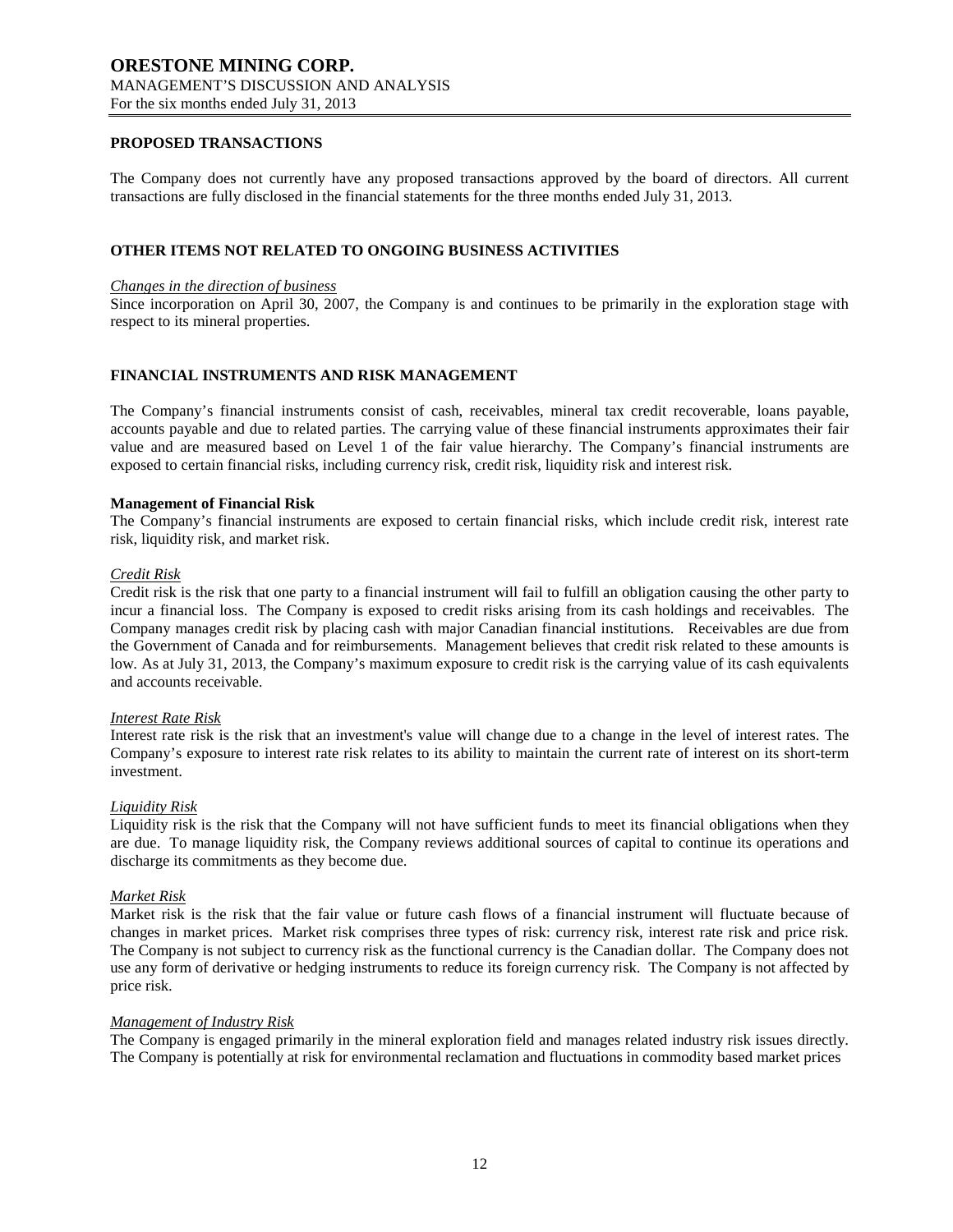## PROPOSED TRANSACTIONS

The Company does not currently have any proposed transactions approved by the board of directors. All current transactions are fully disclosed in the financial statements for the three months ended July 31, 2013.

## OTHER ITEMS NOT RELATED TO ONGOING BUSINESS ACTIVITIES

*Changes in the direction of business*

Since incorporation on April 30, 2007, the Company is and continues to be primarily in the exploration stage with respect to its mineral properties.

## FINANCIAL INSTRUMENTS AND RISK MANAGEMENT

The Company's financial instruments consist of cash, receivables, mineral tax credit recoverable, loans payable, accounts payable and due to related parties. The carrying value of these financial instruments approximates their fair value and are measured based on Level 1 of the fair value hierarchy. The Company's financial instruments are exposed to certain financial risks, including currency risk, credit risk, liquidity risk and interest risk.

**Management of Financial Risk**

The Company's financial instruments are exposed to certain financial risks, which include credit risk, interest rate risk, liquidity risk, and market risk.

*Credit Risk*

Credit risk is the risk that one party to a financial instrument will fail to fulfill an obligation causing the other party to incur a financial loss. The Company is exposed to credit risks arising from its cash holdings and receivables. The Company manages credit risk by placing cash with major Canadian financial institutions. Receivables are due from the Government of Canada and for reimbursements. Management believes that credit risk related to these amounts is low. As at July 31, 2013, the Company's maximum exposure to credit risk is the carrying value of its cash equivalents and accounts receivable.

*Interest Rate Risk*

Interest rate risk is the risk that an investment's value will change due to a change in the level of interest rates. The Company's exposure to interest rate risk relates to its ability to maintain the current rate of interest on its short-term investment.

*Liquidity Risk*

Liquidity risk is the risk that the Company will not have sufficient funds to meet its financial obligations when they are due. To manage liquidity risk, the Company reviews additional sources of capital to continue its operations and discharge its commitments as they become due.

*Market Risk*

Market risk is the risk that the fair value or future cash flows of a financial instrument will fluctuate because of changes in market prices. Market risk comprises three types of risk: currency risk, interest rate risk and price risk. The Company is not subject to currency risk as the functional currency is the Canadian dollar. The Company does not use any form of derivative or hedging instruments to reduce its foreign currency risk. The Company is not affected by price risk.

*Management of Industry Risk*

The Company is engaged primarily in the mineral exploration field and manages related industry risk issues directly. The Company is potentially at risk for environmental reclamation and fluctuations in commodity based market prices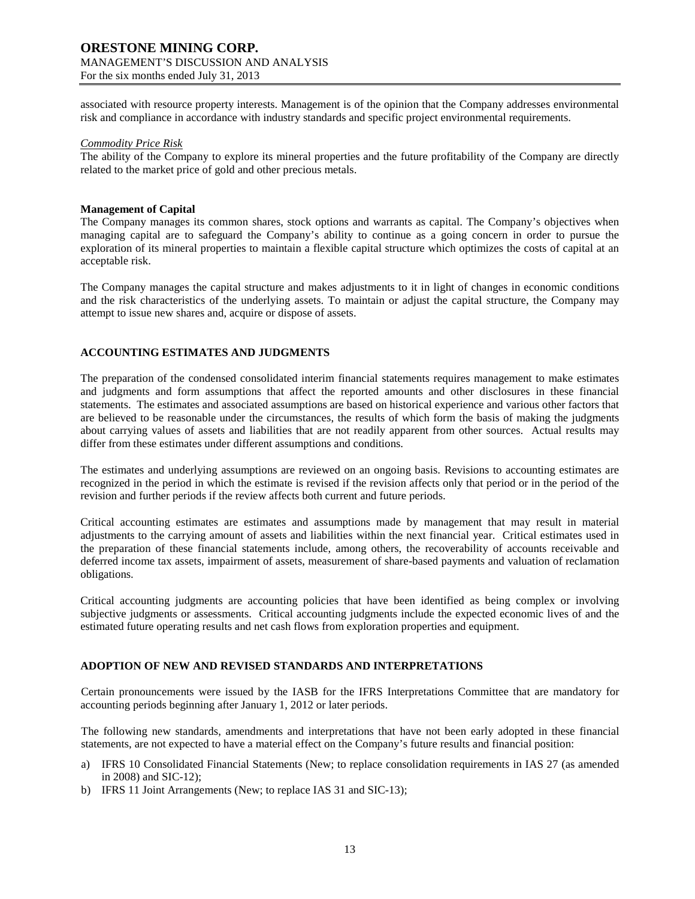associated with resource property interests. Management is of the opinion that the Company addresses environmental risk and compliance in accordance with industry standards and specific project environmental requirements.

*Commodity Price Risk*

The ability of the Company to explore its mineral properties and the future profitability of the Company are directly related to the market price of gold and other precious metals.

**Management of Capital**

The Company manages its common shares, stock options and warrants as capital. The Company's objectives when managing capital are to safeguard the Company's ability to continue as a going concern in order to pursue the exploration of its mineral properties to maintain a flexible capital structure which optimizes the costs of capital at an acceptable risk.

The Company manages the capital structure and makes adjustments to it in light of changes in economic conditions and the risk characteristics of the underlying assets. To maintain or adjust the capital structure, the Company may attempt to issue new shares and, acquire or dispose of assets.

## ACCOUNTING ESTIMATES AND JUDGMENTS

The preparation of the condensed consolidated interim financial statements requires management to make estimates and judgments and form assumptions that affect the reported amounts and other disclosures in these financial statements. The estimates and associated assumptions are based on historical experience and various other factors that are believed to be reasonable under the circumstances, the results of which form the basis of making the judgments about carrying values of assets and liabilities that are not readily apparent from other sources. Actual results may differ from these estimates under different assumptions and conditions.

The estimates and underlying assumptions are reviewed on an ongoing basis. Revisions to accounting estimates are recognized in the period in which the estimate is revised if the revision affects only that period or in the period of the revision and further periods if the review affects both current and future periods.

Critical accounting estimates are estimates and assumptions made by management that may result in material adjustments to the carrying amount of assets and liabilities within the next financial year. Critical estimates used in the preparation of these financial statements include, among others, the recoverability of accounts receivable and deferred income tax assets, impairment of assets, measurement of share-based payments and valuation of reclamation obligations.

Critical accounting judgments are accounting policies that have been identified as being complex or involving subjective judgments or assessments. Critical accounting judgments include the expected economic lives of and the estimated future operating results and net cash flows from exploration properties and equipment.

## ADOPTION OF NEW AND REVISED STANDARDS AND INTERPRETATIONS

Certain pronouncements were issued by the IASB for the IFRS Interpretations Committee that are mandatory for accounting periods beginning after January 1, 2012 or later periods.

The following new standards, amendments and interpretations that have not been early adopted in these financial statements, are not expected to have a material effect on the Company's future results and financial position:

a) IFRS 10 Consolidated Financial Statements (New; to replace consolidation requirements in IAS 27 (as amended in 2008) and SIC-12);
b) IFRS 11 Joint Arrangements (New; to replace IAS 31 and SIC-13);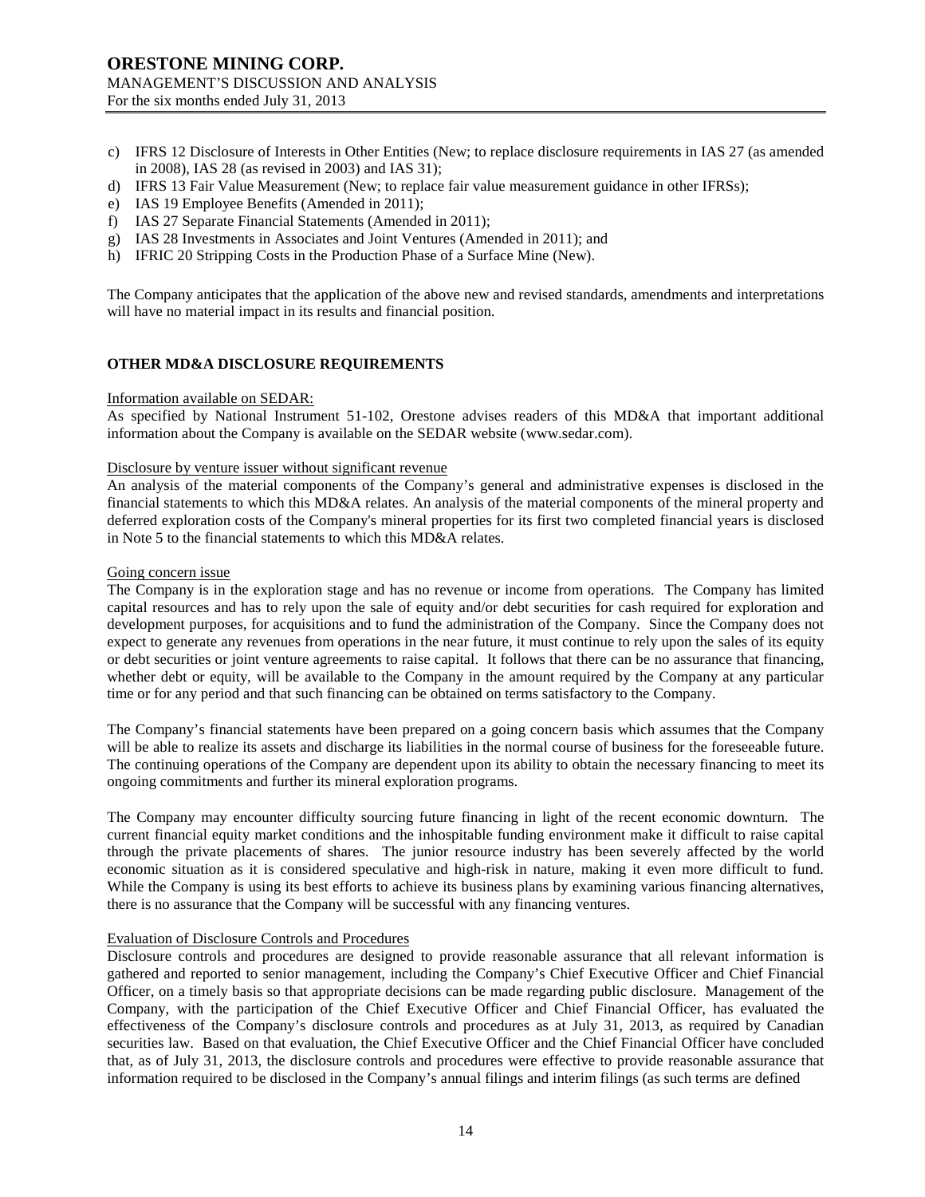c) IFRS 12 Disclosure of Interests in Other Entities (New; to replace disclosure requirements in IAS 27 (as amended in 2008), IAS 28 (as revised in 2003) and IAS 31);
d) IFRS 13 Fair Value Measurement (New; to replace fair value measurement guidance in other IFRSs);
e) IAS 19 Employee Benefits (Amended in 2011);
f) IAS 27 Separate Financial Statements (Amended in 2011);
g) IAS 28 Investments in Associates and Joint Ventures (Amended in 2011); and
h) IFRIC 20 Stripping Costs in the Production Phase of a Surface Mine (New).

The Company anticipates that the application of the above new and revised standards, amendments and interpretations will have no material impact in its results and financial position.

## OTHER MD&A DISCLOSURE REQUIREMENTS

Information available on SEDAR:

As specified by National Instrument 51-102, Orestone advises readers of this MD&A that important additional information about the Company is available on the SEDAR website (www.sedar.com).

Disclosure by venture issuer without significant revenue

An analysis of the material components of the Company's general and administrative expenses is disclosed in the financial statements to which this MD&A relates. An analysis of the material components of the mineral property and deferred exploration costs of the Company's mineral properties for its first two completed financial years is disclosed in Note 5 to the financial statements to which this MD&A relates.

Going concern issue

The Company is in the exploration stage and has no revenue or income from operations. The Company has limited capital resources and has to rely upon the sale of equity and/or debt securities for cash required for exploration and development purposes, for acquisitions and to fund the administration of the Company. Since the Company does not expect to generate any revenues from operations in the near future, it must continue to rely upon the sales of its equity or debt securities or joint venture agreements to raise capital. It follows that there can be no assurance that financing, whether debt or equity, will be available to the Company in the amount required by the Company at any particular time or for any period and that such financing can be obtained on terms satisfactory to the Company.

The Company's financial statements have been prepared on a going concern basis which assumes that the Company will be able to realize its assets and discharge its liabilities in the normal course of business for the foreseeable future. The continuing operations of the Company are dependent upon its ability to obtain the necessary financing to meet its ongoing commitments and further its mineral exploration programs.

The Company may encounter difficulty sourcing future financing in light of the recent economic downturn. The current financial equity market conditions and the inhospitable funding environment make it difficult to raise capital through the private placements of shares. The junior resource industry has been severely affected by the world economic situation as it is considered speculative and high-risk in nature, making it even more difficult to fund. While the Company is using its best efforts to achieve its business plans by examining various financing alternatives, there is no assurance that the Company will be successful with any financing ventures.

Evaluation of Disclosure Controls and Procedures

Disclosure controls and procedures are designed to provide reasonable assurance that all relevant information is gathered and reported to senior management, including the Company's Chief Executive Officer and Chief Financial Officer, on a timely basis so that appropriate decisions can be made regarding public disclosure. Management of the Company, with the participation of the Chief Executive Officer and Chief Financial Officer, has evaluated the effectiveness of the Company's disclosure controls and procedures as at July 31, 2013, as required by Canadian securities law. Based on that evaluation, the Chief Executive Officer and the Chief Financial Officer have concluded that, as of July 31, 2013, the disclosure controls and procedures were effective to provide reasonable assurance that information required to be disclosed in the Company's annual filings and interim filings (as such terms are defined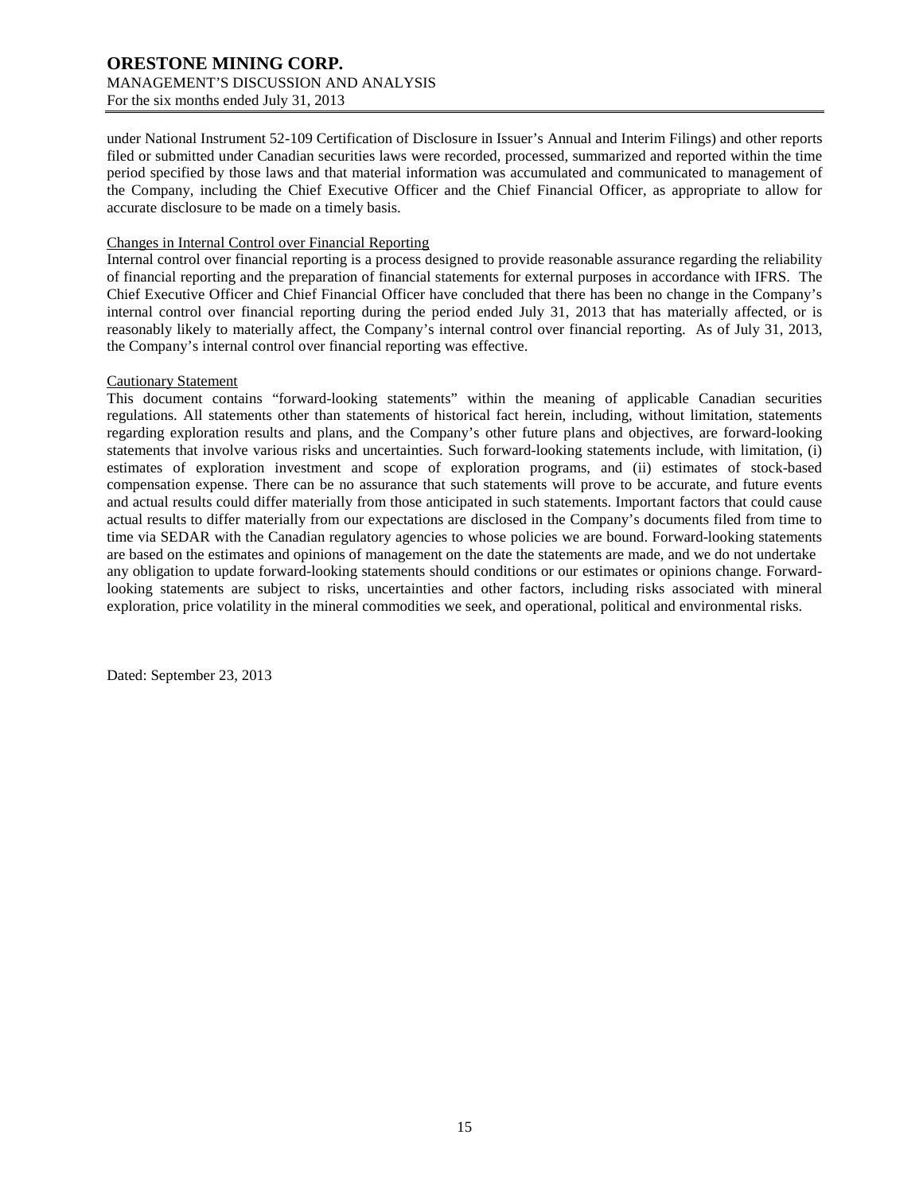under National Instrument 52-109 Certification of Disclosure in Issuer's Annual and Interim Filings) and other reports filed or submitted under Canadian securities laws were recorded, processed, summarized and reported within the time period specified by those laws and that material information was accumulated and communicated to management of the Company, including the Chief Executive Officer and the Chief Financial Officer, as appropriate to allow for accurate disclosure to be made on a timely basis.

### Changes in Internal Control over Financial Reporting

Internal control over financial reporting is a process designed to provide reasonable assurance regarding the reliability of financial reporting and the preparation of financial statements for external purposes in accordance with IFRS. The Chief Executive Officer and Chief Financial Officer have concluded that there has been no change in the Company's internal control over financial reporting during the period ended July 31, 2013 that has materially affected, or is reasonably likely to materially affect, the Company's internal control over financial reporting. As of July 31, 2013, the Company's internal control over financial reporting was effective.

### Cautionary Statement

This document contains "forward-looking statements" within the meaning of applicable Canadian securities regulations. All statements other than statements of historical fact herein, including, without limitation, statements regarding exploration results and plans, and the Company's other future plans and objectives, are forward-looking statements that involve various risks and uncertainties. Such forward-looking statements include, with limitation, (i) estimates of exploration investment and scope of exploration programs, and (ii) estimates of stock-based compensation expense. There can be no assurance that such statements will prove to be accurate, and future events and actual results could differ materially from those anticipated in such statements. Important factors that could cause actual results to differ materially from our expectations are disclosed in the Company's documents filed from time to time via SEDAR with the Canadian regulatory agencies to whose policies we are bound. Forward-looking statements are based on the estimates and opinions of management on the date the statements are made, and we do not undertake any obligation to update forward-looking statements should conditions or our estimates or opinions change. Forward-looking statements are subject to risks, uncertainties and other factors, including risks associated with mineral exploration, price volatility in the mineral commodities we seek, and operational, political and environmental risks.

Dated: September 23, 2013